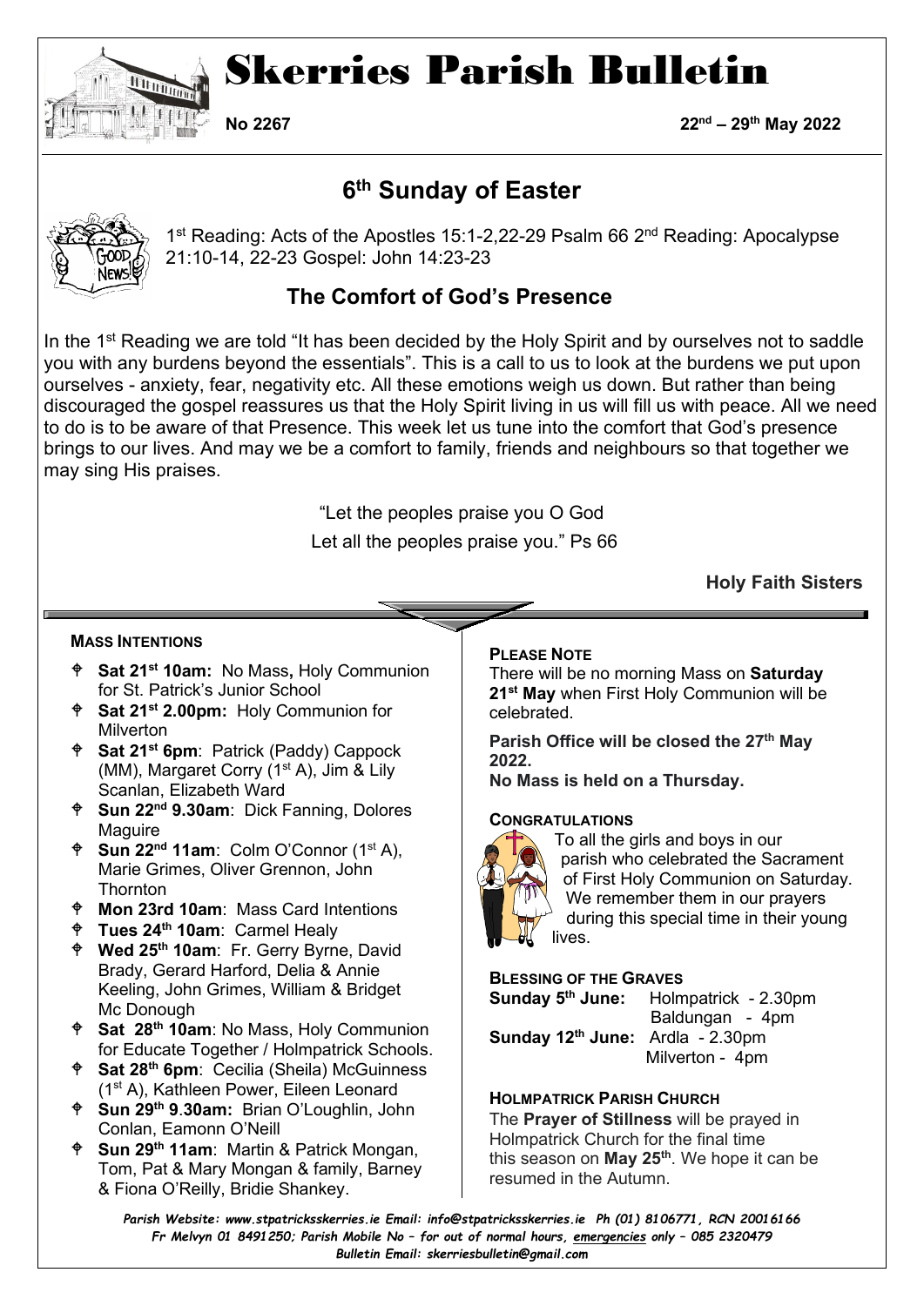# Skerries Parish Bulletin

**No 2267** **22nd – 29th May 2022**

## 6th Sunday of Easter

1st Reading: Acts of the Apostles 15:1-2,22-29 Psalm 66 2nd Reading: Apocalypse 21:10-14, 22-23 Gospel: John 14:23-23

## The Comfort of God's Presence

In the 1st Reading we are told "It has been decided by the Holy Spirit and by ourselves not to saddle you with any burdens beyond the essentials". This is a call to us to look at the burdens we put upon ourselves - anxiety, fear, negativity etc. All these emotions weigh us down. But rather than being discouraged the gospel reassures us that the Holy Spirit living in us will fill us with peace. All we need to do is to be aware of that Presence. This week let us tune into the comfort that God's presence brings to our lives. And may we be a comfort to family, friends and neighbours so that together we may sing His praises.

"Let the peoples praise you O God
Let all the peoples praise you." Ps 66

**Holy Faith Sisters**

### MASS INTENTIONS

- **Sat 21st 10am:** No Mass**,** Holy Communion for St. Patrick's Junior School
- **Sat 21st 2.00pm:** Holy Communion for Milverton
- **Sat 21st 6pm**: Patrick (Paddy) Cappock (MM), Margaret Corry (1st A), Jim & Lily Scanlan, Elizabeth Ward
- **Sun 22nd 9.30am**: Dick Fanning, Dolores Maguire
- **Sun 22nd 11am**: Colm O'Connor (1st A), Marie Grimes, Oliver Grennon, John Thornton
- **Mon 23rd 10am**: Mass Card Intentions
- **Tues 24th 10am**: Carmel Healy
- **Wed 25th 10am**: Fr. Gerry Byrne, David Brady, Gerard Harford, Delia & Annie Keeling, John Grimes, William & Bridget Mc Donough
- **Sat 28th 10am**: No Mass, Holy Communion for Educate Together / Holmpatrick Schools.
- **Sat 28th 6pm**: Cecilia (Sheila) McGuinness (1st A), Kathleen Power, Eileen Leonard
- **Sun 29th 9.30am:** Brian O'Loughlin, John Conlan, Eamonn O'Neill
- **Sun 29th 11am**: Martin & Patrick Mongan, Tom, Pat & Mary Mongan & family, Barney & Fiona O'Reilly, Bridie Shankey.

### PLEASE NOTE

There will be no morning Mass on **Saturday 21st May** when First Holy Communion will be celebrated.

**Parish Office will be closed the 27th May 2022.**

**No Mass is held on a Thursday.**

### CONGRATULATIONS

To all the girls and boys in our parish who celebrated the Sacrament of First Holy Communion on Saturday. We remember them in our prayers during this special time in their young lives.

### BLESSING OF THE GRAVES

**Sunday 5th June:** Holmpatrick - 2.30pm
Baldungan - 4pm
**Sunday 12th June:** Ardla - 2.30pm
Milverton - 4pm

### HOLMPATRICK PARISH CHURCH

The **Prayer of Stillness** will be prayed in Holmpatrick Church for the final time this season on **May 25th**. We hope it can be resumed in the Autumn.

*Parish Website: www.stpatricksskerries.ie Email: info@stpatricksskerries.ie Ph (01) 8106771, RCN 20016166*
*Fr Melvyn 01 8491250; Parish Mobile No – for out of normal hours, emergencies only – 085 2320479*
*Bulletin Email: skerriesbulletin@gmail.com*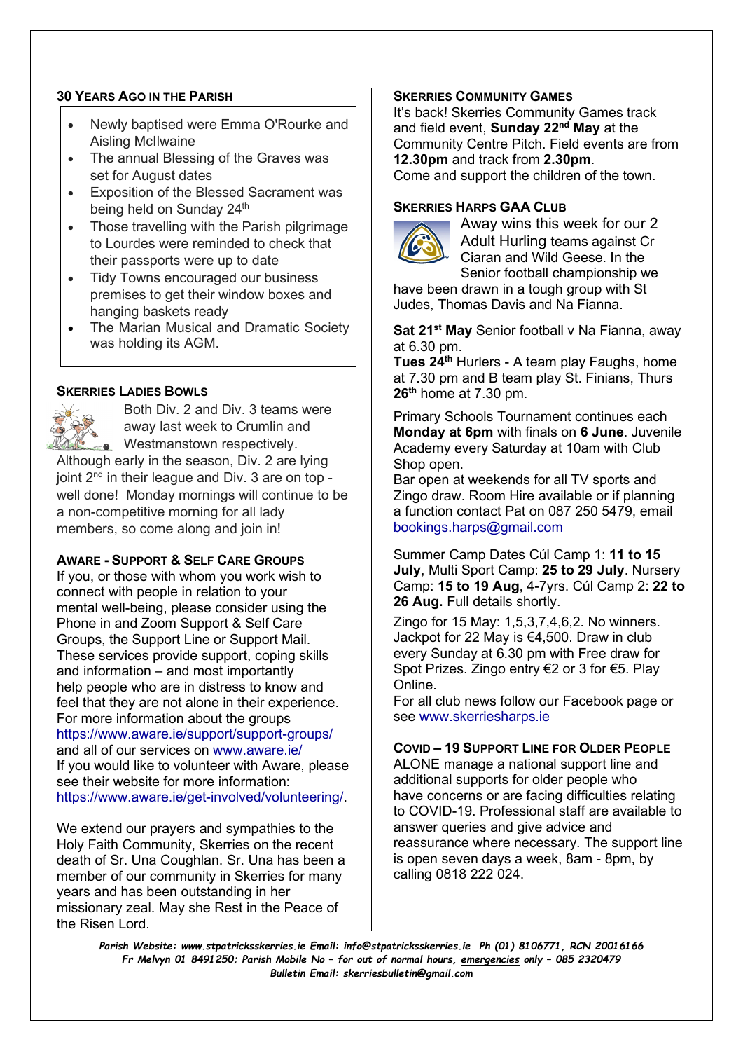### 30 Years Ago in the Parish

- Newly baptised were Emma O'Rourke and Aisling McIlwaine
- The annual Blessing of the Graves was set for August dates
- Exposition of the Blessed Sacrament was being held on Sunday 24th
- Those travelling with the Parish pilgrimage to Lourdes were reminded to check that their passports were up to date
- Tidy Towns encouraged our business premises to get their window boxes and hanging baskets ready
- The Marian Musical and Dramatic Society was holding its AGM.

### Skerries Ladies Bowls

Both Div. 2 and Div. 3 teams were away last week to Crumlin and Westmanstown respectively. Although early in the season, Div. 2 are lying joint 2nd in their league and Div. 3 are on top - well done! Monday mornings will continue to be a non-competitive morning for all lady members, so come along and join in!

### Aware - Support & Self Care Groups

If you, or those with whom you work wish to connect with people in relation to your mental well-being, please consider using the Phone in and Zoom Support & Self Care Groups, the Support Line or Support Mail. These services provide support, coping skills and information – and most importantly help people who are in distress to know and feel that they are not alone in their experience. For more information about the groups https://www.aware.ie/support/support-groups/ and all of our services on www.aware.ie/
If you would like to volunteer with Aware, please see their website for more information: https://www.aware.ie/get-involved/volunteering/.

We extend our prayers and sympathies to the Holy Faith Community, Skerries on the recent death of Sr. Una Coughlan. Sr. Una has been a member of our community in Skerries for many years and has been outstanding in her missionary zeal. May she Rest in the Peace of the Risen Lord.

### Skerries Community Games

It's back! Skerries Community Games track and field event, **Sunday 22nd May** at the Community Centre Pitch. Field events are from **12.30pm** and track from **2.30pm**.
Come and support the children of the town.

### Skerries Harps GAA Club

Away wins this week for our 2 Adult Hurling teams against Cr Ciaran and Wild Geese. In the Senior football championship we have been drawn in a tough group with St Judes, Thomas Davis and Na Fianna.

**Sat 21st May** Senior football v Na Fianna, away at 6.30 pm.
**Tues 24th** Hurlers - A team play Faughs, home at 7.30 pm and B team play St. Finians, Thurs **26th** home at 7.30 pm.

Primary Schools Tournament continues each **Monday at 6pm** with finals on **6 June**. Juvenile Academy every Saturday at 10am with Club Shop open.
Bar open at weekends for all TV sports and Zingo draw. Room Hire available or if planning a function contact Pat on 087 250 5479, email bookings.harps@gmail.com

Summer Camp Dates Cúl Camp 1: **11 to 15 July**, Multi Sport Camp: **25 to 29 July**. Nursery Camp: **15 to 19 Aug**, 4-7yrs. Cúl Camp 2: **22 to 26 Aug.** Full details shortly.

Zingo for 15 May: 1,5,3,7,4,6,2. No winners. Jackpot for 22 May is €4,500. Draw in club every Sunday at 6.30 pm with Free draw for Spot Prizes. Zingo entry €2 or 3 for €5. Play Online.
For all club news follow our Facebook page or see www.skerriesharps.ie

### Covid – 19 Support Line for Older People

ALONE manage a national support line and additional supports for older people who have concerns or are facing difficulties relating to COVID-19. Professional staff are available to answer queries and give advice and reassurance where necessary. The support line is open seven days a week, 8am - 8pm, by calling 0818 222 024.

*Parish Website: www.stpatricksskerries.ie Email: info@stpatricksskerries.ie Ph (01) 8106771, RCN 20016166*
*Fr Melvyn 01 8491250; Parish Mobile No – for out of normal hours, emergencies only – 085 2320479*
*Bulletin Email: skerriesbulletin@gmail.com*